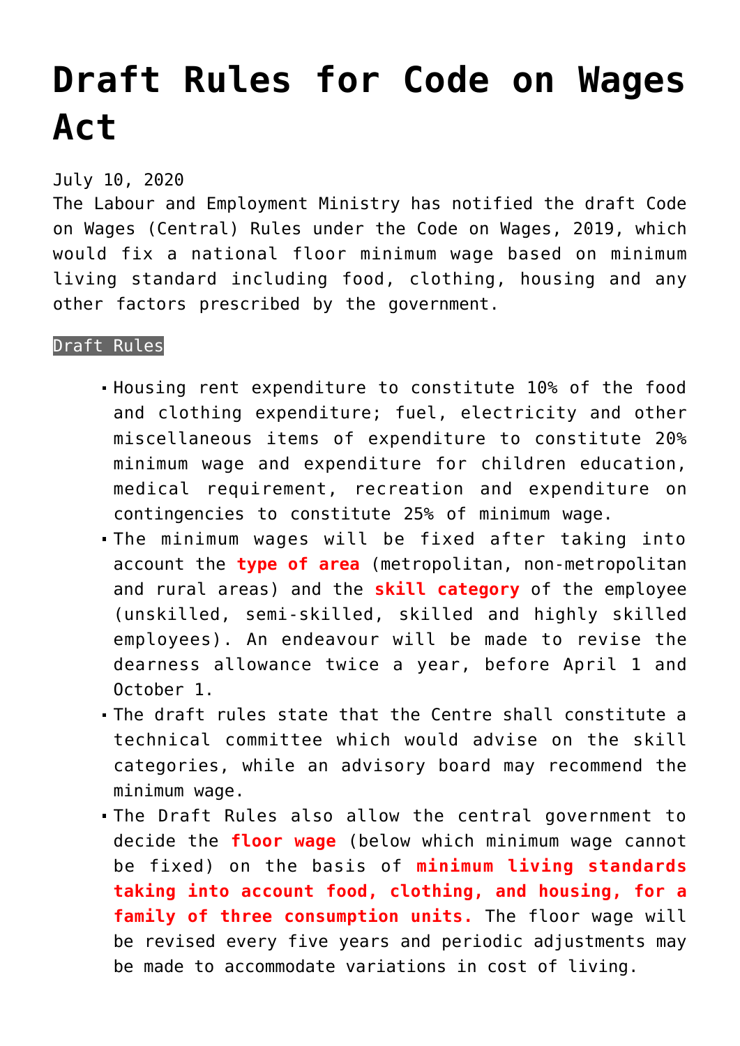# Draft Rules for Code on Wages Act

July 10, 2020

The Labour and Employment Ministry has notified the draft Code on Wages (Central) Rules under the Code on Wages, 2019, which would fix a national floor minimum wage based on minimum living standard including food, clothing, housing and any other factors prescribed by the government.

Draft Rules

- Housing rent expenditure to constitute 10% of the food and clothing expenditure; fuel, electricity and other miscellaneous items of expenditure to constitute 20% minimum wage and expenditure for children education, medical requirement, recreation and expenditure on contingencies to constitute 25% of minimum wage.
- The minimum wages will be fixed after taking into account the **type of area** (metropolitan, non-metropolitan and rural areas) and the **skill category** of the employee (unskilled, semi-skilled, skilled and highly skilled employees). An endeavour will be made to revise the dearness allowance twice a year, before April 1 and October 1.
- The draft rules state that the Centre shall constitute a technical committee which would advise on the skill categories, while an advisory board may recommend the minimum wage.
- The Draft Rules also allow the central government to decide the **floor wage** (below which minimum wage cannot be fixed) on the basis of **minimum living standards taking into account food, clothing, and housing, for a family of three consumption units.** The floor wage will be revised every five years and periodic adjustments may be made to accommodate variations in cost of living.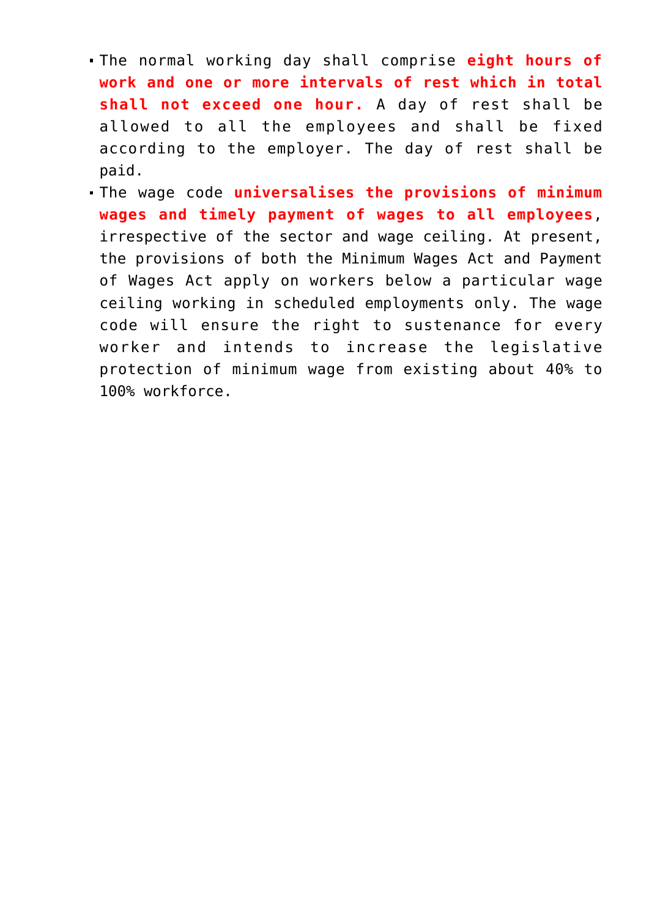- The normal working day shall comprise **eight hours of work and one or more intervals of rest which in total shall not exceed one hour.** A day of rest shall be allowed to all the employees and shall be fixed according to the employer. The day of rest shall be paid.
- The wage code **universalises the provisions of minimum wages and timely payment of wages to all employees**, irrespective of the sector and wage ceiling. At present, the provisions of both the Minimum Wages Act and Payment of Wages Act apply on workers below a particular wage ceiling working in scheduled employments only. The wage code will ensure the right to sustenance for every worker and intends to increase the legislative protection of minimum wage from existing about 40% to 100% workforce.